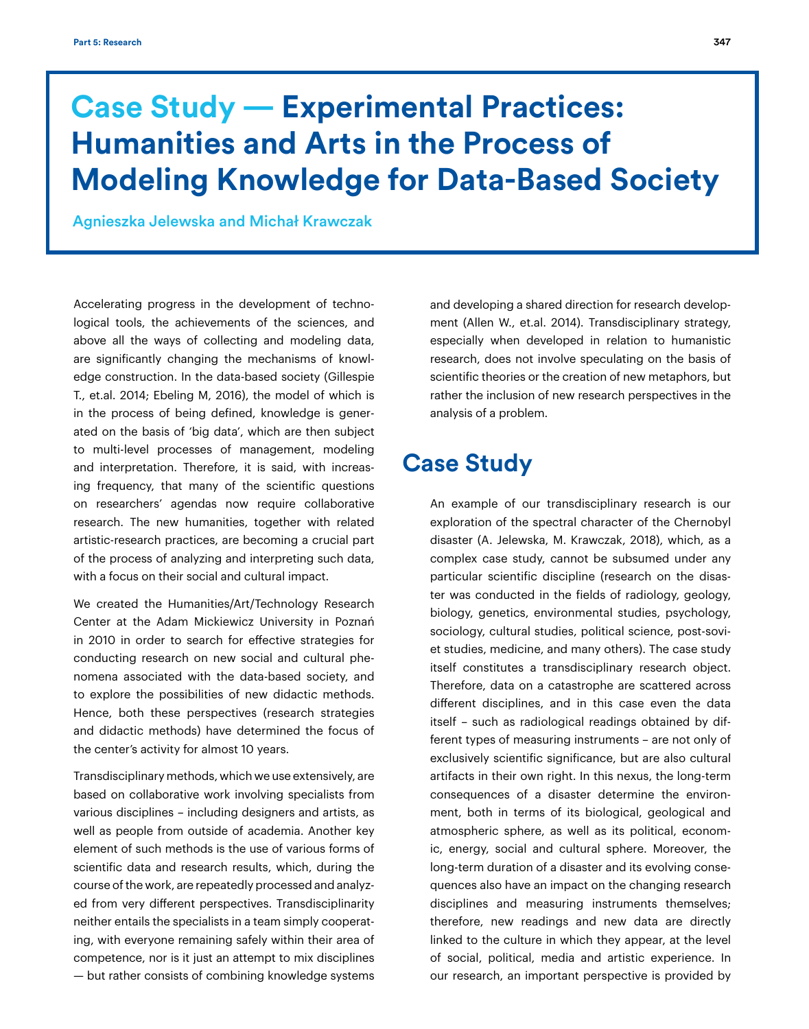# Case Study — Experimental Practices: Humanities and Arts in the Process of Modeling Knowledge for Data-Based Society

Agnieszka Jelewska and Michał Krawczak

Accelerating progress in the development of technological tools, the achievements of the sciences, and above all the ways of collecting and modeling data, are significantly changing the mechanisms of knowledge construction. In the data-based society (Gillespie T., et.al. 2014; Ebeling M, 2016), the model of which is in the process of being defined, knowledge is generated on the basis of 'big data', which are then subject to multi-level processes of management, modeling and interpretation. Therefore, it is said, with increasing frequency, that many of the scientific questions on researchers' agendas now require collaborative research. The new humanities, together with related artistic-research practices, are becoming a crucial part of the process of analyzing and interpreting such data, with a focus on their social and cultural impact.

We created the Humanities/Art/Technology Research Center at the Adam Mickiewicz University in Poznań in 2010 in order to search for effective strategies for conducting research on new social and cultural phenomena associated with the data-based society, and to explore the possibilities of new didactic methods. Hence, both these perspectives (research strategies and didactic methods) have determined the focus of the center's activity for almost 10 years.

Transdisciplinary methods, which we use extensively, are based on collaborative work involving specialists from various disciplines – including designers and artists, as well as people from outside of academia. Another key element of such methods is the use of various forms of scientific data and research results, which, during the course of the work, are repeatedly processed and analyzed from very different perspectives. Transdisciplinarity neither entails the specialists in a team simply cooperating, with everyone remaining safely within their area of competence, nor is it just an attempt to mix disciplines — but rather consists of combining knowledge systems and developing a shared direction for research development (Allen W., et.al. 2014). Transdisciplinary strategy, especially when developed in relation to humanistic research, does not involve speculating on the basis of scientific theories or the creation of new metaphors, but rather the inclusion of new research perspectives in the analysis of a problem.

## Case Study

An example of our transdisciplinary research is our exploration of the spectral character of the Chernobyl disaster (A. Jelewska, M. Krawczak, 2018), which, as a complex case study, cannot be subsumed under any particular scientific discipline (research on the disaster was conducted in the fields of radiology, geology, biology, genetics, environmental studies, psychology, sociology, cultural studies, political science, post-soviet studies, medicine, and many others). The case study itself constitutes a transdisciplinary research object. Therefore, data on a catastrophe are scattered across different disciplines, and in this case even the data itself – such as radiological readings obtained by different types of measuring instruments – are not only of exclusively scientific significance, but are also cultural artifacts in their own right. In this nexus, the long-term consequences of a disaster determine the environment, both in terms of its biological, geological and atmospheric sphere, as well as its political, economic, energy, social and cultural sphere. Moreover, the long-term duration of a disaster and its evolving consequences also have an impact on the changing research disciplines and measuring instruments themselves; therefore, new readings and new data are directly linked to the culture in which they appear, at the level of social, political, media and artistic experience. In our research, an important perspective is provided by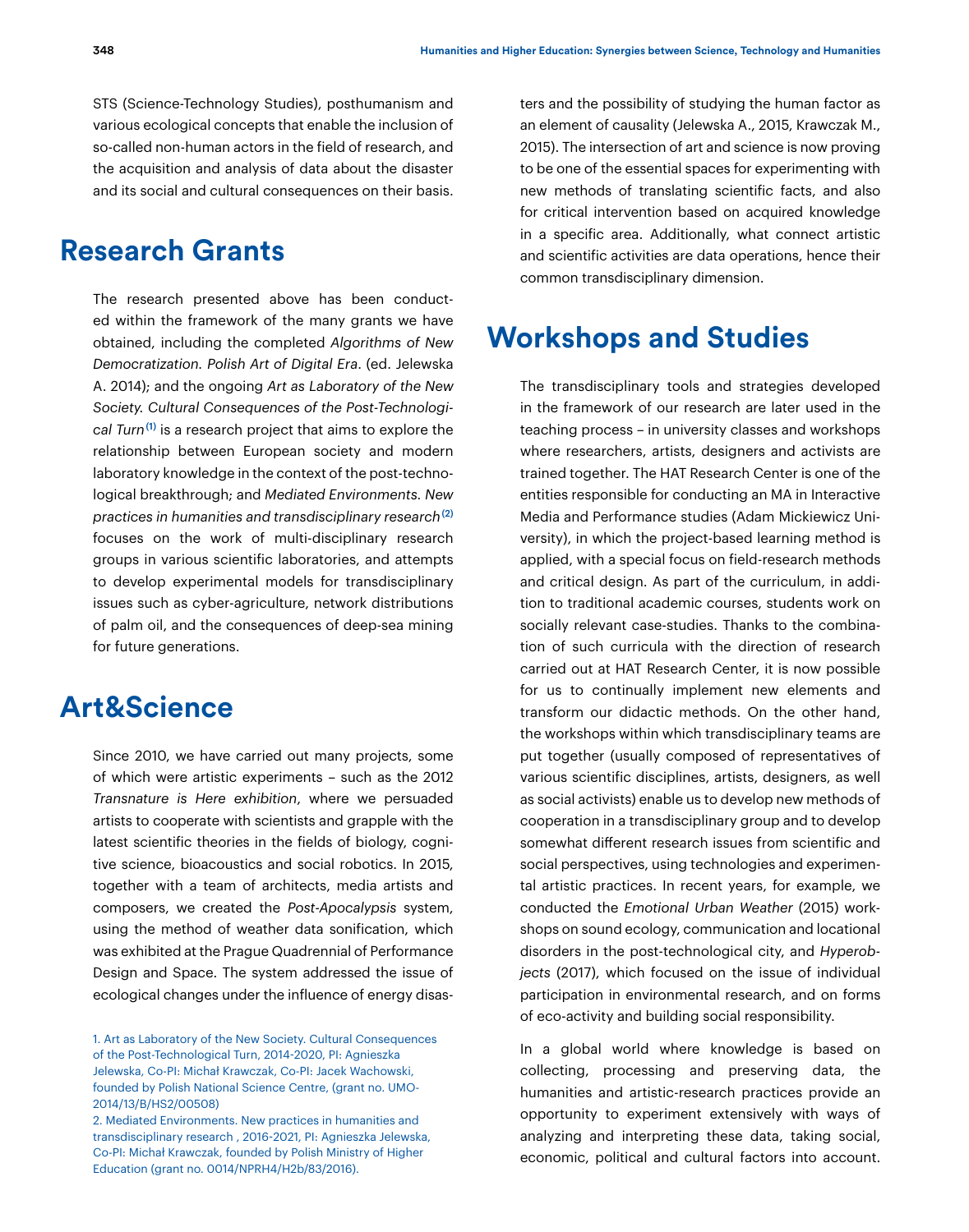STS (Science-Technology Studies), posthumanism and various ecological concepts that enable the inclusion of so-called non-human actors in the field of research, and the acquisition and analysis of data about the disaster and its social and cultural consequences on their basis.

## Research Grants

The research presented above has been conducted within the framework of the many grants we have obtained, including the completed *Algorithms of New Democratization. Polish Art of Digital Era*. (ed. Jelewska A. 2014); and the ongoing *Art as Laboratory of the New Society. Cultural Consequences of the Post-Technological Turn*[1] is a research project that aims to explore the relationship between European society and modern laboratory knowledge in the context of the post-technological breakthrough; and *Mediated Environments. New practices in humanities and transdisciplinary research*[2] focuses on the work of multi-disciplinary research groups in various scientific laboratories, and attempts to develop experimental models for transdisciplinary issues such as cyber-agriculture, network distributions of palm oil, and the consequences of deep-sea mining for future generations.

## Art&Science

Since 2010, we have carried out many projects, some of which were artistic experiments – such as the 2012 *Transnature is Here exhibition*, where we persuaded artists to cooperate with scientists and grapple with the latest scientific theories in the fields of biology, cognitive science, bioacoustics and social robotics. In 2015, together with a team of architects, media artists and composers, we created the *Post-Apocalypsis* system, using the method of weather data sonification, which was exhibited at the Prague Quadrennial of Performance Design and Space. The system addressed the issue of ecological changes under the influence of energy disasters and the possibility of studying the human factor as an element of causality (Jelewska A., 2015, Krawczak M., 2015). The intersection of art and science is now proving to be one of the essential spaces for experimenting with new methods of translating scientific facts, and also for critical intervention based on acquired knowledge in a specific area. Additionally, what connect artistic and scientific activities are data operations, hence their common transdisciplinary dimension.

## Workshops and Studies

The transdisciplinary tools and strategies developed in the framework of our research are later used in the teaching process – in university classes and workshops where researchers, artists, designers and activists are trained together. The HAT Research Center is one of the entities responsible for conducting an MA in Interactive Media and Performance studies (Adam Mickiewicz University), in which the project-based learning method is applied, with a special focus on field-research methods and critical design. As part of the curriculum, in addition to traditional academic courses, students work on socially relevant case-studies. Thanks to the combination of such curricula with the direction of research carried out at HAT Research Center, it is now possible for us to continually implement new elements and transform our didactic methods. On the other hand, the workshops within which transdisciplinary teams are put together (usually composed of representatives of various scientific disciplines, artists, designers, as well as social activists) enable us to develop new methods of cooperation in a transdisciplinary group and to develop somewhat different research issues from scientific and social perspectives, using technologies and experimental artistic practices. In recent years, for example, we conducted the *Emotional Urban Weather* (2015) workshops on sound ecology, communication and locational disorders in the post-technological city, and *Hyperobjects* (2017), which focused on the issue of individual participation in environmental research, and on forms of eco-activity and building social responsibility.

In a global world where knowledge is based on collecting, processing and preserving data, the humanities and artistic-research practices provide an opportunity to experiment extensively with ways of analyzing and interpreting these data, taking social, economic, political and cultural factors into account.

1. Art as Laboratory of the New Society. Cultural Consequences of the Post-Technological Turn, 2014-2020, PI: Agnieszka Jelewska, Co-PI: Michał Krawczak, Co-PI: Jacek Wachowski, founded by Polish National Science Centre, (grant no. UMO-2014/13/B/HS2/00508)

2. Mediated Environments. New practices in humanities and transdisciplinary research , 2016-2021, PI: Agnieszka Jelewska, Co-PI: Michał Krawczak, founded by Polish Ministry of Higher Education (grant no. 0014/NPRH4/H2b/83/2016).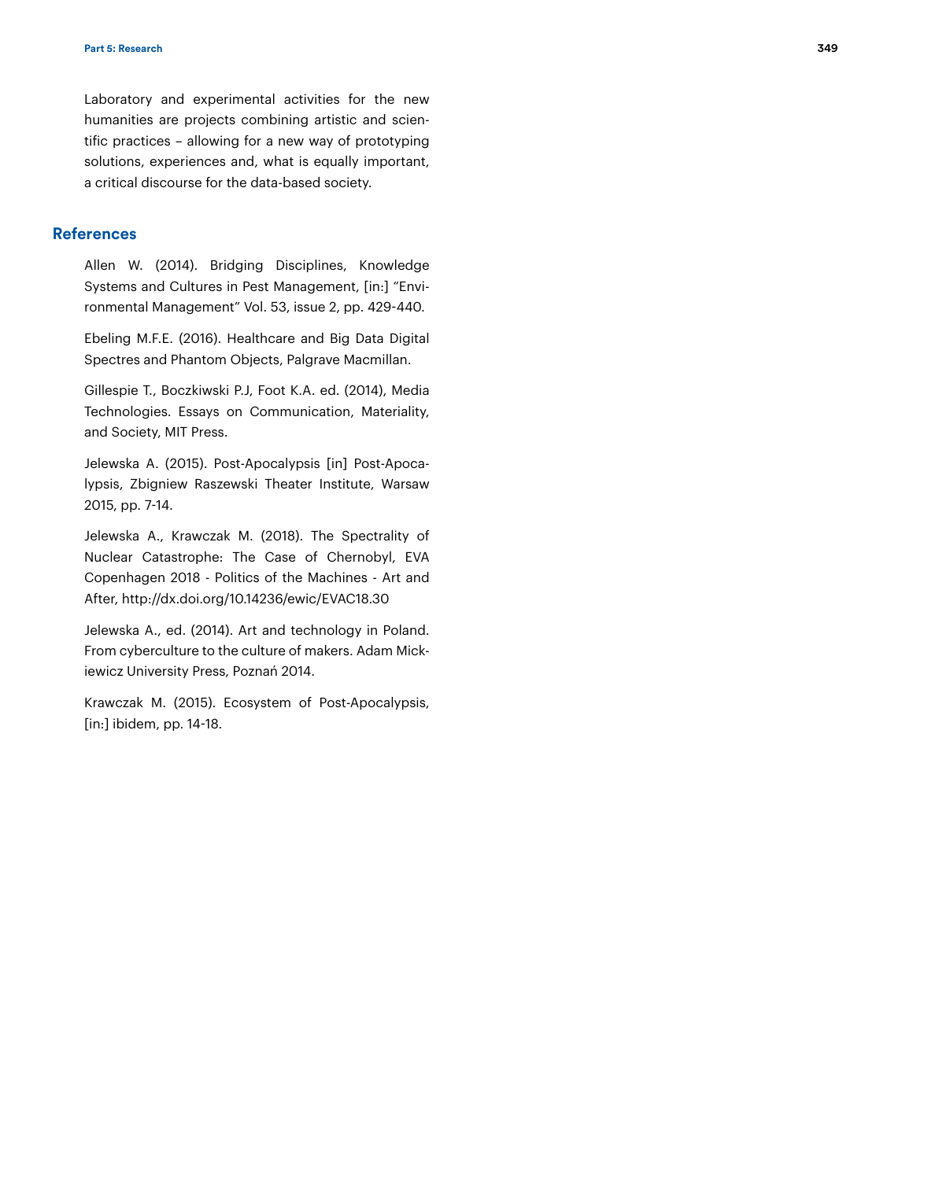Laboratory and experimental activities for the new humanities are projects combining artistic and scientific practices – allowing for a new way of prototyping solutions, experiences and, what is equally important, a critical discourse for the data-based society.

## References

Allen W. (2014). Bridging Disciplines, Knowledge Systems and Cultures in Pest Management, [in:] "Environmental Management" Vol. 53, issue 2, pp. 429-440.

Ebeling M.F.E. (2016). Healthcare and Big Data Digital Spectres and Phantom Objects, Palgrave Macmillan.

Gillespie T., Boczkiwski P.J, Foot K.A. ed. (2014), Media Technologies. Essays on Communication, Materiality, and Society, MIT Press.

Jelewska A. (2015). Post-Apocalypsis [in] Post-Apocalypsis, Zbigniew Raszewski Theater Institute, Warsaw 2015, pp. 7-14.

Jelewska A., Krawczak M. (2018). The Spectrality of Nuclear Catastrophe: The Case of Chernobyl, EVA Copenhagen 2018 - Politics of the Machines - Art and After, http://dx.doi.org/10.14236/ewic/EVAC18.30

Jelewska A., ed. (2014). Art and technology in Poland. From cyberculture to the culture of makers. Adam Mickiewicz University Press, Poznań 2014.

Krawczak M. (2015). Ecosystem of Post-Apocalypsis, [in:] ibidem, pp. 14-18.